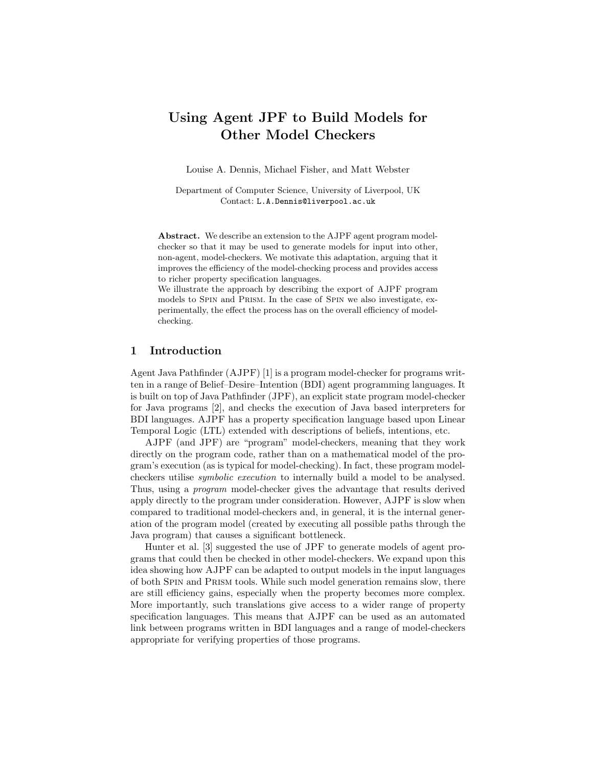# Using Agent JPF to Build Models for Other Model Checkers

Louise A. Dennis, Michael Fisher, and Matt Webster

Department of Computer Science, University of Liverpool, UK
Contact: L.A.Dennis@liverpool.ac.uk

**Abstract.** We describe an extension to the AJPF agent program model-checker so that it may be used to generate models for input into other, non-agent, model-checkers. We motivate this adaptation, arguing that it improves the efficiency of the model-checking process and provides access to richer property specification languages.
We illustrate the approach by describing the export of AJPF program models to Spin and Prism. In the case of Spin we also investigate, experimentally, the effect the process has on the overall efficiency of model-checking.

## 1 Introduction

Agent Java Pathfinder (AJPF) [1] is a program model-checker for programs written in a range of Belief–Desire–Intention (BDI) agent programming languages. It is built on top of Java Pathfinder (JPF), an explicit state program model-checker for Java programs [2], and checks the execution of Java based interpreters for BDI languages. AJPF has a property specification language based upon Linear Temporal Logic (LTL) extended with descriptions of beliefs, intentions, etc.

AJPF (and JPF) are "program" model-checkers, meaning that they work directly on the program code, rather than on a mathematical model of the program's execution (as is typical for model-checking). In fact, these program model-checkers utilise *symbolic execution* to internally build a model to be analysed. Thus, using a *program* model-checker gives the advantage that results derived apply directly to the program under consideration. However, AJPF is slow when compared to traditional model-checkers and, in general, it is the internal generation of the program model (created by executing all possible paths through the Java program) that causes a significant bottleneck.

Hunter et al. [3] suggested the use of JPF to generate models of agent programs that could then be checked in other model-checkers. We expand upon this idea showing how AJPF can be adapted to output models in the input languages of both Spin and Prism tools. While such model generation remains slow, there are still efficiency gains, especially when the property becomes more complex. More importantly, such translations give access to a wider range of property specification languages. This means that AJPF can be used as an automated link between programs written in BDI languages and a range of model-checkers appropriate for verifying properties of those programs.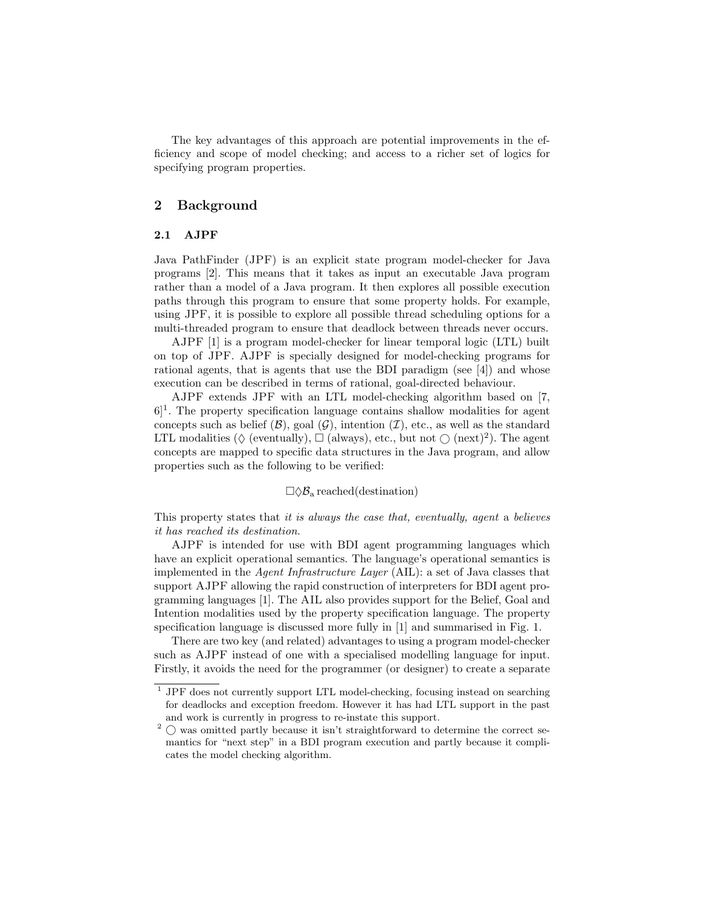The key advantages of this approach are potential improvements in the efficiency and scope of model checking; and access to a richer set of logics for specifying program properties.

## 2 Background

### 2.1 AJPF

Java PathFinder (JPF) is an explicit state program model-checker for Java programs [2]. This means that it takes as input an executable Java program rather than a model of a Java program. It then explores all possible execution paths through this program to ensure that some property holds. For example, using JPF, it is possible to explore all possible thread scheduling options for a multi-threaded program to ensure that deadlock between threads never occurs.

AJPF [1] is a program model-checker for linear temporal logic (LTL) built on top of JPF. AJPF is specially designed for model-checking programs for rational agents, that is agents that use the BDI paradigm (see [4]) and whose execution can be described in terms of rational, goal-directed behaviour.

AJPF extends JPF with an LTL model-checking algorithm based on [7, 6][1]. The property specification language contains shallow modalities for agent concepts such as belief ($\mathcal{B}$), goal ($\mathcal{G}$), intention ($\mathcal{I}$), etc., as well as the standard LTL modalities ($\lozenge$ (eventually), $\square$ (always), etc., but not $\bigcirc$ (next)[2]). The agent concepts are mapped to specific data structures in the Java program, and allow properties such as the following to be verified:

$$\square \lozenge \mathcal{B}_{\mathrm{a}}\, \mathrm{reached(destination)}$$

This property states that *it is always the case that, eventually, agent* a *believes it has reached its destination*.

AJPF is intended for use with BDI agent programming languages which have an explicit operational semantics. The language's operational semantics is implemented in the *Agent Infrastructure Layer* (AIL): a set of Java classes that support AJPF allowing the rapid construction of interpreters for BDI agent programming languages [1]. The AIL also provides support for the Belief, Goal and Intention modalities used by the property specification language. The property specification language is discussed more fully in [1] and summarised in Fig. 1.

There are two key (and related) advantages to using a program model-checker such as AJPF instead of one with a specialised modelling language for input. Firstly, it avoids the need for the programmer (or designer) to create a separate

---

[1] JPF does not currently support LTL model-checking, focusing instead on searching for deadlocks and exception freedom. However it has had LTL support in the past and work is currently in progress to re-instate this support.

[2] $\bigcirc$ was omitted partly because it isn't straightforward to determine the correct semantics for "next step" in a BDI program execution and partly because it complicates the model checking algorithm.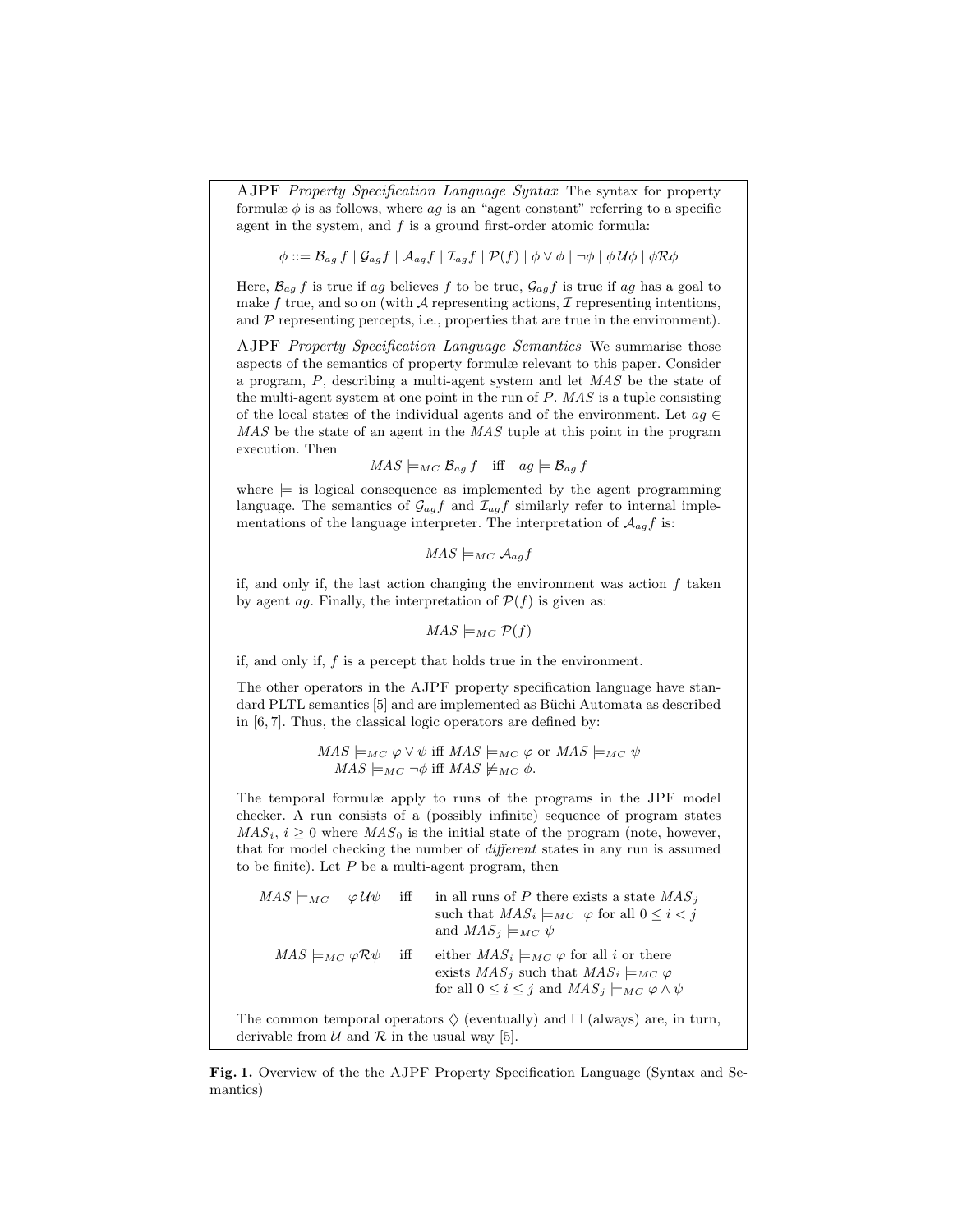AJPF *Property Specification Language Syntax* The syntax for property formulæ $\phi$ is as follows, where $ag$ is an "agent constant" referring to a specific agent in the system, and $f$ is a ground first-order atomic formula:

$$\phi ::= \mathcal{B}_{ag}\, f \mid \mathcal{G}_{ag} f \mid \mathcal{A}_{ag} f \mid \mathcal{I}_{ag} f \mid \mathcal{P}(f) \mid \phi \vee \phi \mid \neg\phi \mid \phi\, \mathcal{U} \phi \mid \phi \mathcal{R} \phi$$

Here, $\mathcal{B}_{ag}\, f$ is true if $ag$ believes $f$ to be true, $\mathcal{G}_{ag} f$ is true if $ag$ has a goal to make $f$ true, and so on (with $\mathcal{A}$ representing actions, $\mathcal{I}$ representing intentions, and $\mathcal{P}$ representing percepts, i.e., properties that are true in the environment).

AJPF *Property Specification Language Semantics* We summarise those aspects of the semantics of property formulæ relevant to this paper. Consider a program, $P$, describing a multi-agent system and let $MAS$ be the state of the multi-agent system at one point in the run of $P$. $MAS$ is a tuple consisting of the local states of the individual agents and of the environment. Let $ag \in MAS$ be the state of an agent in the $MAS$ tuple at this point in the program execution. Then

$$MAS \models_{MC} \mathcal{B}_{ag}\, f \quad \text{iff} \quad ag \models \mathcal{B}_{ag}\, f$$

where $\models$ is logical consequence as implemented by the agent programming language. The semantics of $\mathcal{G}_{ag} f$ and $\mathcal{I}_{ag} f$ similarly refer to internal implementations of the language interpreter. The interpretation of $\mathcal{A}_{ag} f$ is:

$$MAS \models_{MC} \mathcal{A}_{ag} f$$

if, and only if, the last action changing the environment was action $f$ taken by agent $ag$. Finally, the interpretation of $\mathcal{P}(f)$ is given as:

$$MAS \models_{MC} \mathcal{P}(f)$$

if, and only if, $f$ is a percept that holds true in the environment.

The other operators in the AJPF property specification language have standard PLTL semantics [5] and are implemented as Büchi Automata as described in [6, 7]. Thus, the classical logic operators are defined by:

$$MAS \models_{MC} \varphi \vee \psi \text{ iff } MAS \models_{MC} \varphi \text{ or } MAS \models_{MC} \psi$$
$$MAS \models_{MC} \neg\phi \text{ iff } MAS \not\models_{MC} \phi.$$

The temporal formulæ apply to runs of the programs in the JPF model checker. A run consists of a (possibly infinite) sequence of program states $MAS_i$, $i \geq 0$ where $MAS_0$ is the initial state of the program (note, however, that for model checking the number of *different* states in any run is assumed to be finite). Let $P$ be a multi-agent program, then

$MAS \models_{MC} \varphi\, \mathcal{U} \psi$ iff in all runs of $P$ there exists a state $MAS_j$ such that $MAS_i \models_{MC} \varphi$ for all $0 \leq i < j$ and $MAS_j \models_{MC} \psi$

$MAS \models_{MC} \varphi \mathcal{R} \psi$ iff either $MAS_i \models_{MC} \varphi$ for all $i$ or there exists $MAS_j$ such that $MAS_i \models_{MC} \varphi$ for all $0 \leq i \leq j$ and $MAS_j \models_{MC} \varphi \wedge \psi$

The common temporal operators $\lozenge$ (eventually) and $\square$ (always) are, in turn, derivable from $\mathcal{U}$ and $\mathcal{R}$ in the usual way [5].

**Fig. 1.** Overview of the the AJPF Property Specification Language (Syntax and Semantics)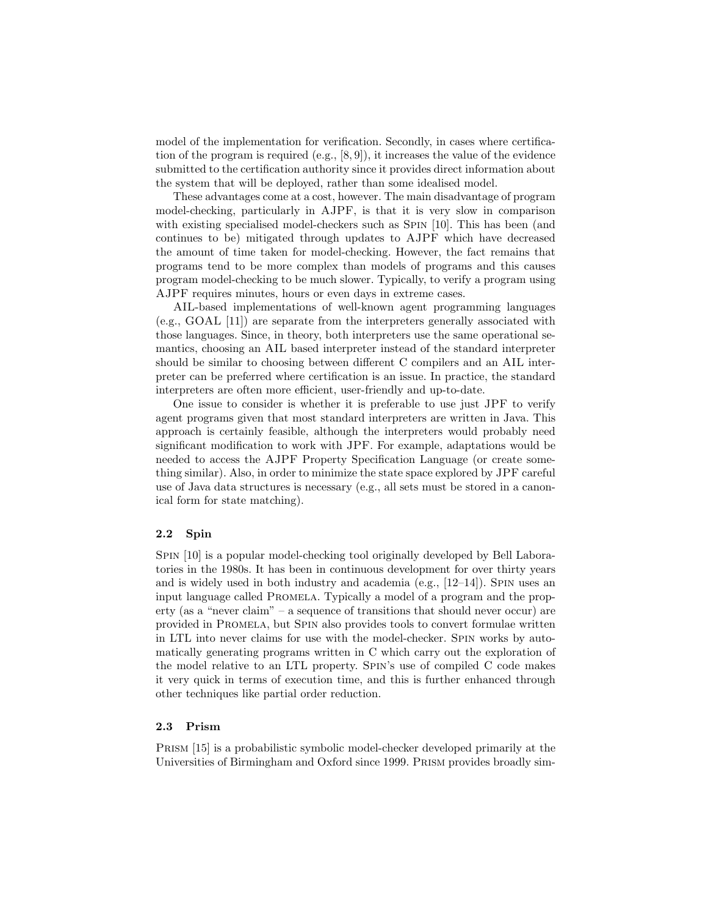model of the implementation for verification. Secondly, in cases where certification of the program is required (e.g., [8, 9]), it increases the value of the evidence submitted to the certification authority since it provides direct information about the system that will be deployed, rather than some idealised model.

These advantages come at a cost, however. The main disadvantage of program model-checking, particularly in AJPF, is that it is very slow in comparison with existing specialised model-checkers such as Spin [10]. This has been (and continues to be) mitigated through updates to AJPF which have decreased the amount of time taken for model-checking. However, the fact remains that programs tend to be more complex than models of programs and this causes program model-checking to be much slower. Typically, to verify a program using AJPF requires minutes, hours or even days in extreme cases.

AIL-based implementations of well-known agent programming languages (e.g., GOAL [11]) are separate from the interpreters generally associated with those languages. Since, in theory, both interpreters use the same operational semantics, choosing an AIL based interpreter instead of the standard interpreter should be similar to choosing between different C compilers and an AIL interpreter can be preferred where certification is an issue. In practice, the standard interpreters are often more efficient, user-friendly and up-to-date.

One issue to consider is whether it is preferable to use just JPF to verify agent programs given that most standard interpreters are written in Java. This approach is certainly feasible, although the interpreters would probably need significant modification to work with JPF. For example, adaptations would be needed to access the AJPF Property Specification Language (or create something similar). Also, in order to minimize the state space explored by JPF careful use of Java data structures is necessary (e.g., all sets must be stored in a canonical form for state matching).

### 2.2 Spin

Spin [10] is a popular model-checking tool originally developed by Bell Laboratories in the 1980s. It has been in continuous development for over thirty years and is widely used in both industry and academia (e.g., [12–14]). Spin uses an input language called Promela. Typically a model of a program and the property (as a "never claim" – a sequence of transitions that should never occur) are provided in Promela, but Spin also provides tools to convert formulae written in LTL into never claims for use with the model-checker. Spin works by automatically generating programs written in C which carry out the exploration of the model relative to an LTL property. Spin's use of compiled C code makes it very quick in terms of execution time, and this is further enhanced through other techniques like partial order reduction.

### 2.3 Prism

Prism [15] is a probabilistic symbolic model-checker developed primarily at the Universities of Birmingham and Oxford since 1999. Prism provides broadly sim-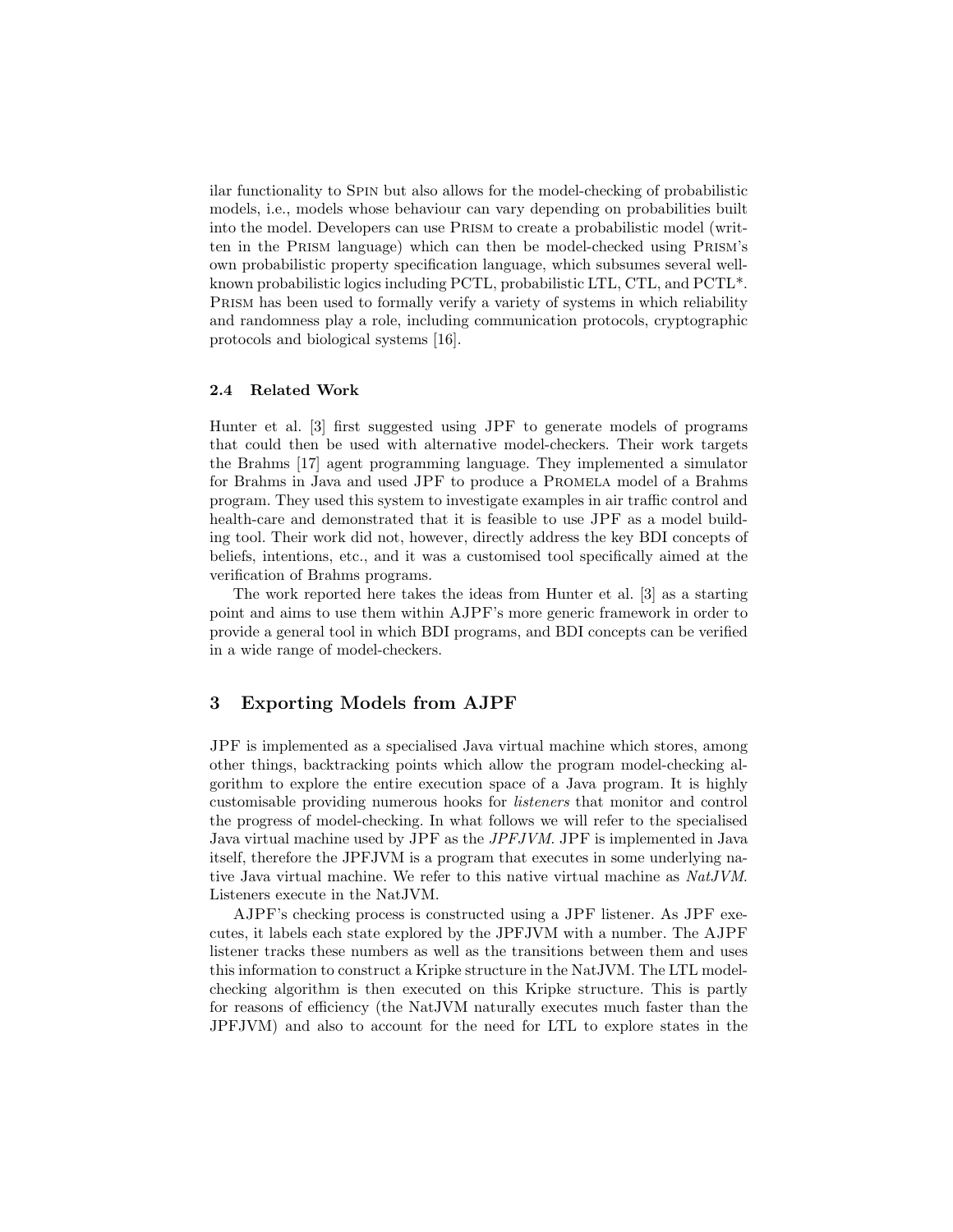ilar functionality to Spin but also allows for the model-checking of probabilistic models, i.e., models whose behaviour can vary depending on probabilities built into the model. Developers can use Prism to create a probabilistic model (written in the Prism language) which can then be model-checked using Prism's own probabilistic property specification language, which subsumes several well-known probabilistic logics including PCTL, probabilistic LTL, CTL, and PCTL*. Prism has been used to formally verify a variety of systems in which reliability and randomness play a role, including communication protocols, cryptographic protocols and biological systems [16].

### 2.4 Related Work

Hunter et al. [3] first suggested using JPF to generate models of programs that could then be used with alternative model-checkers. Their work targets the Brahms [17] agent programming language. They implemented a simulator for Brahms in Java and used JPF to produce a Promela model of a Brahms program. They used this system to investigate examples in air traffic control and health-care and demonstrated that it is feasible to use JPF as a model building tool. Their work did not, however, directly address the key BDI concepts of beliefs, intentions, etc., and it was a customised tool specifically aimed at the verification of Brahms programs.

The work reported here takes the ideas from Hunter et al. [3] as a starting point and aims to use them within AJPF's more generic framework in order to provide a general tool in which BDI programs, and BDI concepts can be verified in a wide range of model-checkers.

## 3 Exporting Models from AJPF

JPF is implemented as a specialised Java virtual machine which stores, among other things, backtracking points which allow the program model-checking algorithm to explore the entire execution space of a Java program. It is highly customisable providing numerous hooks for *listeners* that monitor and control the progress of model-checking. In what follows we will refer to the specialised Java virtual machine used by JPF as the *JPFJVM*. JPF is implemented in Java itself, therefore the JPFJVM is a program that executes in some underlying native Java virtual machine. We refer to this native virtual machine as *NatJVM*. Listeners execute in the NatJVM.

AJPF's checking process is constructed using a JPF listener. As JPF executes, it labels each state explored by the JPFJVM with a number. The AJPF listener tracks these numbers as well as the transitions between them and uses this information to construct a Kripke structure in the NatJVM. The LTL model-checking algorithm is then executed on this Kripke structure. This is partly for reasons of efficiency (the NatJVM naturally executes much faster than the JPFJVM) and also to account for the need for LTL to explore states in the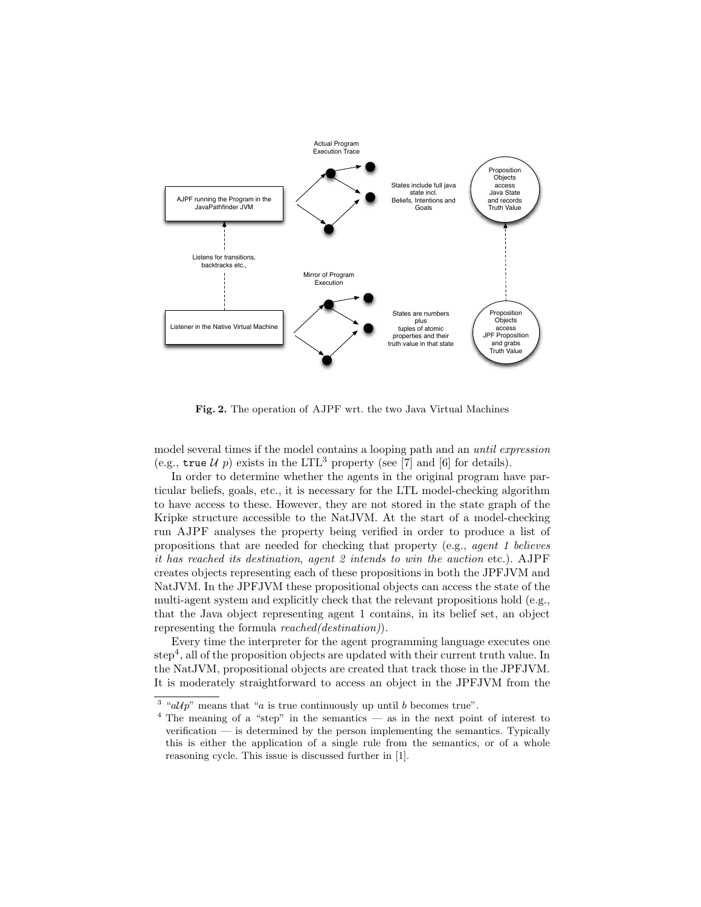**Fig. 2.** The operation of AJPF wrt. the two Java Virtual Machines

model several times if the model contains a looping path and an *until expression* (e.g., true $\mathcal{U}$ $p$) exists in the LTL[3] property (see [7] and [6] for details).

In order to determine whether the agents in the original program have particular beliefs, goals, etc., it is necessary for the LTL model-checking algorithm to have access to these. However, they are not stored in the state graph of the Kripke structure accessible to the NatJVM. At the start of a model-checking run AJPF analyses the property being verified in order to produce a list of propositions that are needed for checking that property (e.g., *agent 1 believes it has reached its destination*, *agent 2 intends to win the auction* etc.). AJPF creates objects representing each of these propositions in both the JPFJVM and NatJVM. In the JPFJVM these propositional objects can access the state of the multi-agent system and explicitly check that the relevant propositions hold (e.g., that the Java object representing agent 1 contains, in its belief set, an object representing the formula *reached(destination)*).

Every time the interpreter for the agent programming language executes one step[4], all of the proposition objects are updated with their current truth value. In the NatJVM, propositional objects are created that track those in the JPFJVM. It is moderately straightforward to access an object in the JPFJVM from the

[3] "$a\mathcal{U}p$" means that "$a$ is true continuously up until $b$ becomes true".

[4] The meaning of a "step" in the semantics — as in the next point of interest to verification — is determined by the person implementing the semantics. Typically this is either the application of a single rule from the semantics, or of a whole reasoning cycle. This issue is discussed further in [1].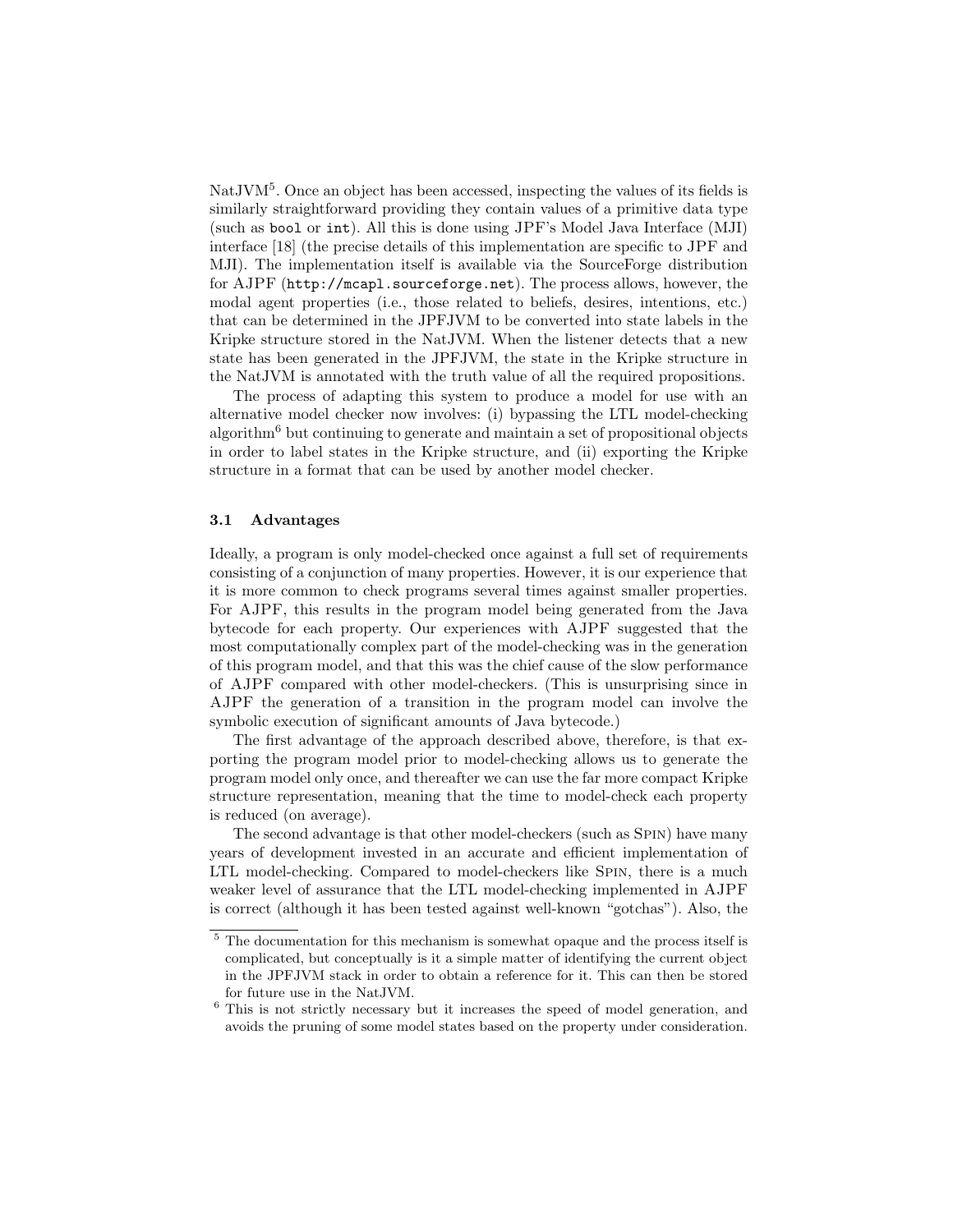NatJVM[5]. Once an object has been accessed, inspecting the values of its fields is similarly straightforward providing they contain values of a primitive data type (such as `bool` or `int`). All this is done using JPF's Model Java Interface (MJI) interface [18] (the precise details of this implementation are specific to JPF and MJI). The implementation itself is available via the SourceForge distribution for AJPF (`http://mcapl.sourceforge.net`). The process allows, however, the modal agent properties (i.e., those related to beliefs, desires, intentions, etc.) that can be determined in the JPFJVM to be converted into state labels in the Kripke structure stored in the NatJVM. When the listener detects that a new state has been generated in the JPFJVM, the state in the Kripke structure in the NatJVM is annotated with the truth value of all the required propositions.

The process of adapting this system to produce a model for use with an alternative model checker now involves: (i) bypassing the LTL model-checking algorithm[6] but continuing to generate and maintain a set of propositional objects in order to label states in the Kripke structure, and (ii) exporting the Kripke structure in a format that can be used by another model checker.

### 3.1 Advantages

Ideally, a program is only model-checked once against a full set of requirements consisting of a conjunction of many properties. However, it is our experience that it is more common to check programs several times against smaller properties. For AJPF, this results in the program model being generated from the Java bytecode for each property. Our experiences with AJPF suggested that the most computationally complex part of the model-checking was in the generation of this program model, and that this was the chief cause of the slow performance of AJPF compared with other model-checkers. (This is unsurprising since in AJPF the generation of a transition in the program model can involve the symbolic execution of significant amounts of Java bytecode.)

The first advantage of the approach described above, therefore, is that exporting the program model prior to model-checking allows us to generate the program model only once, and thereafter we can use the far more compact Kripke structure representation, meaning that the time to model-check each property is reduced (on average).

The second advantage is that other model-checkers (such as SPIN) have many years of development invested in an accurate and efficient implementation of LTL model-checking. Compared to model-checkers like SPIN, there is a much weaker level of assurance that the LTL model-checking implemented in AJPF is correct (although it has been tested against well-known "gotchas"). Also, the

---

[5] The documentation for this mechanism is somewhat opaque and the process itself is complicated, but conceptually is it a simple matter of identifying the current object in the JPFJVM stack in order to obtain a reference for it. This can then be stored for future use in the NatJVM.

[6] This is not strictly necessary but it increases the speed of model generation, and avoids the pruning of some model states based on the property under consideration.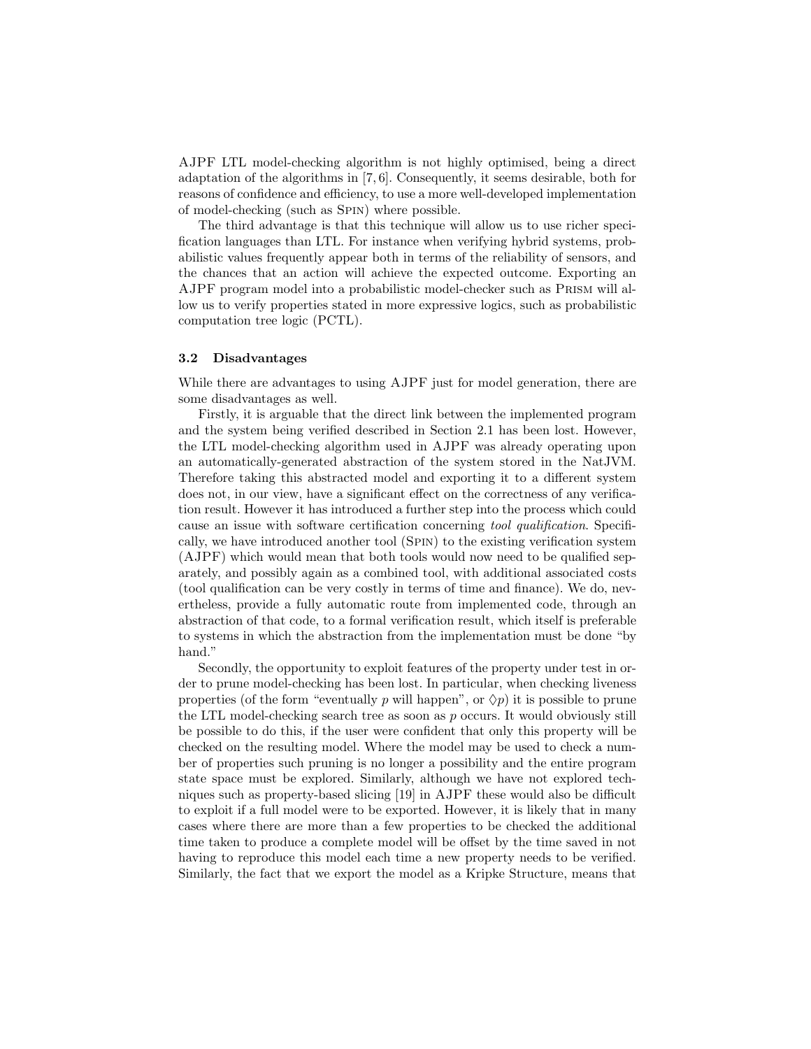AJPF LTL model-checking algorithm is not highly optimised, being a direct adaptation of the algorithms in [7, 6]. Consequently, it seems desirable, both for reasons of confidence and efficiency, to use a more well-developed implementation of model-checking (such as Spin) where possible.

The third advantage is that this technique will allow us to use richer specification languages than LTL. For instance when verifying hybrid systems, probabilistic values frequently appear both in terms of the reliability of sensors, and the chances that an action will achieve the expected outcome. Exporting an AJPF program model into a probabilistic model-checker such as Prism will allow us to verify properties stated in more expressive logics, such as probabilistic computation tree logic (PCTL).

### 3.2 Disadvantages

While there are advantages to using AJPF just for model generation, there are some disadvantages as well.

Firstly, it is arguable that the direct link between the implemented program and the system being verified described in Section 2.1 has been lost. However, the LTL model-checking algorithm used in AJPF was already operating upon an automatically-generated abstraction of the system stored in the NatJVM. Therefore taking this abstracted model and exporting it to a different system does not, in our view, have a significant effect on the correctness of any verification result. However it has introduced a further step into the process which could cause an issue with software certification concerning *tool qualification*. Specifically, we have introduced another tool (Spin) to the existing verification system (AJPF) which would mean that both tools would now need to be qualified separately, and possibly again as a combined tool, with additional associated costs (tool qualification can be very costly in terms of time and finance). We do, nevertheless, provide a fully automatic route from implemented code, through an abstraction of that code, to a formal verification result, which itself is preferable to systems in which the abstraction from the implementation must be done "by hand."

Secondly, the opportunity to exploit features of the property under test in order to prune model-checking has been lost. In particular, when checking liveness properties (of the form "eventually $p$ will happen", or $\lozenge p$) it is possible to prune the LTL model-checking search tree as soon as $p$ occurs. It would obviously still be possible to do this, if the user were confident that only this property will be checked on the resulting model. Where the model may be used to check a number of properties such pruning is no longer a possibility and the entire program state space must be explored. Similarly, although we have not explored techniques such as property-based slicing [19] in AJPF these would also be difficult to exploit if a full model were to be exported. However, it is likely that in many cases where there are more than a few properties to be checked the additional time taken to produce a complete model will be offset by the time saved in not having to reproduce this model each time a new property needs to be verified. Similarly, the fact that we export the model as a Kripke Structure, means that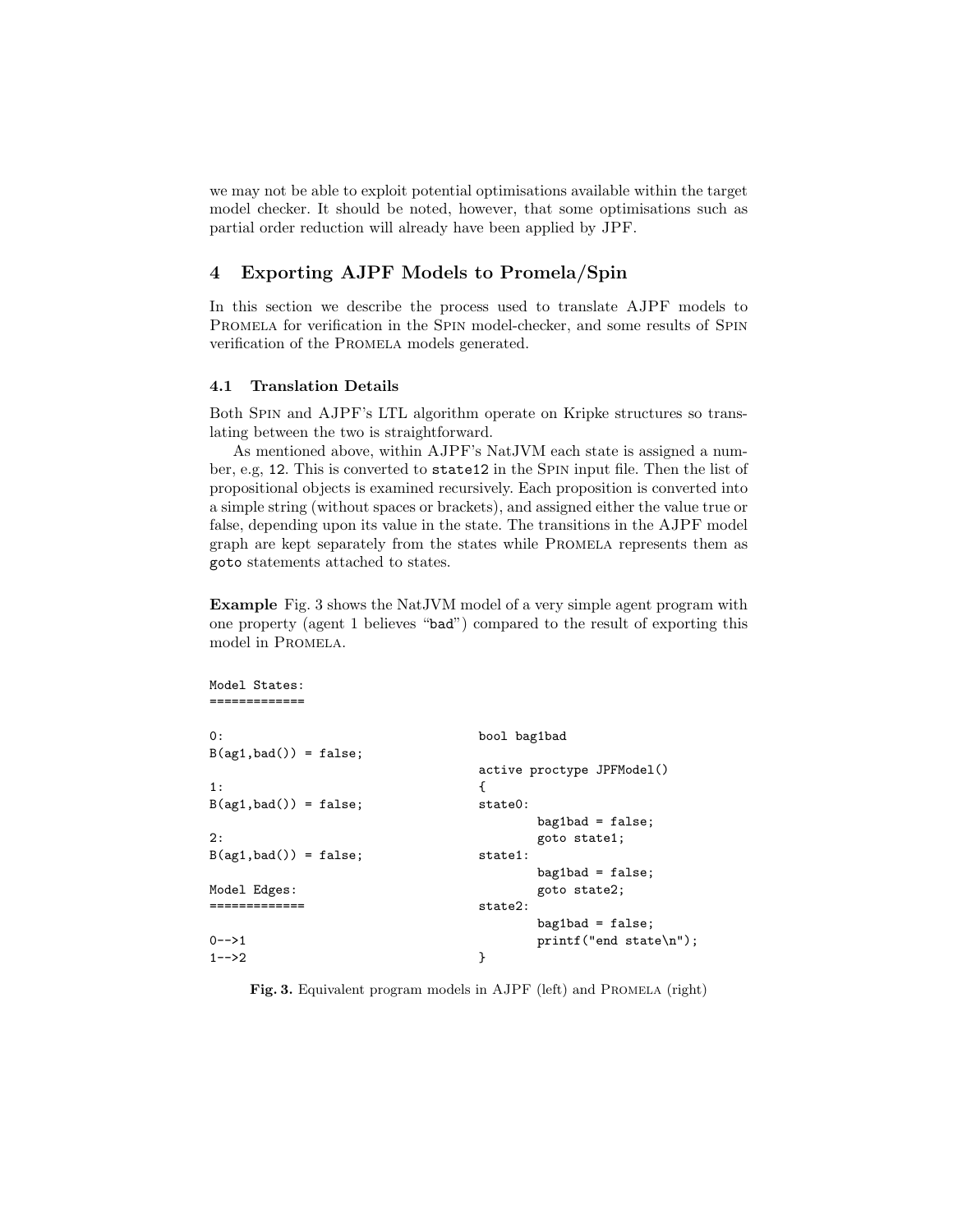we may not be able to exploit potential optimisations available within the target model checker. It should be noted, however, that some optimisations such as partial order reduction will already have been applied by JPF.

## 4 Exporting AJPF Models to Promela/Spin

In this section we describe the process used to translate AJPF models to Promela for verification in the Spin model-checker, and some results of Spin verification of the Promela models generated.

### 4.1 Translation Details

Both Spin and AJPF's LTL algorithm operate on Kripke structures so translating between the two is straightforward.

As mentioned above, within AJPF's NatJVM each state is assigned a number, e.g, `12`. This is converted to `state12` in the Spin input file. Then the list of propositional objects is examined recursively. Each proposition is converted into a simple string (without spaces or brackets), and assigned either the value true or false, depending upon its value in the state. The transitions in the AJPF model graph are kept separately from the states while Promela represents them as `goto` statements attached to states.

**Example** Fig. 3 shows the NatJVM model of a very simple agent program with one property (agent 1 believes "`bad`") compared to the result of exporting this model in Promela.

```
Model States:
=============

0:
B(ag1,bad()) = false;

1:
B(ag1,bad()) = false;

2:
B(ag1,bad()) = false;

Model Edges:
=============

0-->1
1-->2
```

```
bool bag1bad

active proctype JPFModel()
{
state0:
        bag1bad = false;
        goto state1;
state1:
        bag1bad = false;
        goto state2;
state2:
        bag1bad = false;
        printf("end state\n");
}
```

**Fig. 3.** Equivalent program models in AJPF (left) and Promela (right)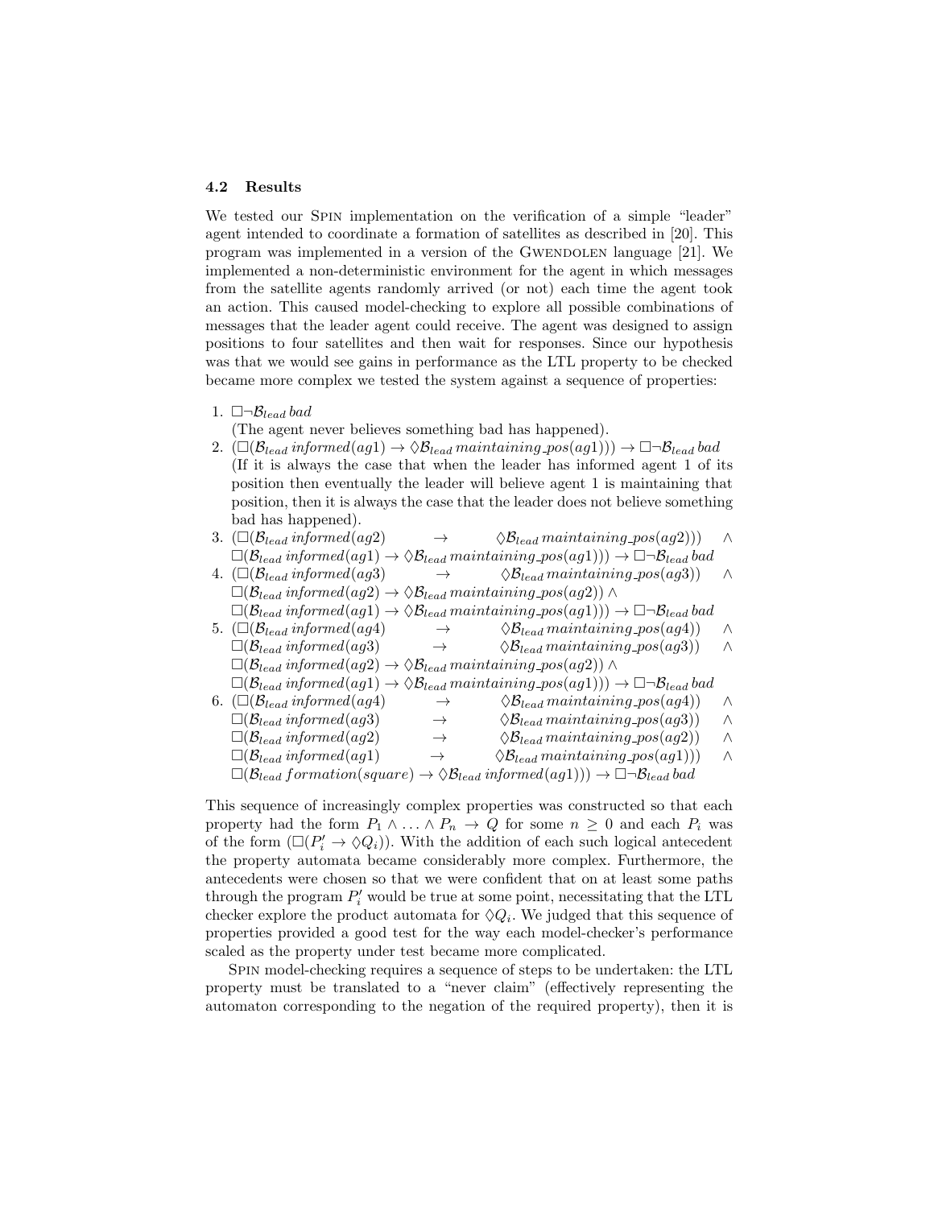### 4.2 Results

We tested our Spin implementation on the verification of a simple "leader" agent intended to coordinate a formation of satellites as described in [20]. This program was implemented in a version of the Gwendolen language [21]. We implemented a non-deterministic environment for the agent in which messages from the satellite agents randomly arrived (or not) each time the agent took an action. This caused model-checking to explore all possible combinations of messages that the leader agent could receive. The agent was designed to assign positions to four satellites and then wait for responses. Since our hypothesis was that we would see gains in performance as the LTL property to be checked became more complex we tested the system against a sequence of properties:

1. $\Box \neg \mathcal{B}_{lead}\, bad$
   (The agent never believes something bad has happened).
2. $(\Box(\mathcal{B}_{lead}\, informed(ag1) \rightarrow \Diamond \mathcal{B}_{lead}\, maintaining\_pos(ag1))) \rightarrow \Box \neg \mathcal{B}_{lead}\, bad$
   (If it is always the case that when the leader has informed agent 1 of its position then eventually the leader will believe agent 1 is maintaining that position, then it is always the case that the leader does not believe something bad has happened).
3. $(\Box(\mathcal{B}_{lead}\, informed(ag2) \rightarrow \Diamond \mathcal{B}_{lead}\, maintaining\_pos(ag2))) \wedge \Box(\mathcal{B}_{lead}\, informed(ag1) \rightarrow \Diamond \mathcal{B}_{lead}\, maintaining\_pos(ag1))) \rightarrow \Box \neg \mathcal{B}_{lead}\, bad$
4. $(\Box(\mathcal{B}_{lead}\, informed(ag3) \rightarrow \Diamond \mathcal{B}_{lead}\, maintaining\_pos(ag3)) \wedge \Box(\mathcal{B}_{lead}\, informed(ag2) \rightarrow \Diamond \mathcal{B}_{lead}\, maintaining\_pos(ag2)) \wedge \Box(\mathcal{B}_{lead}\, informed(ag1) \rightarrow \Diamond \mathcal{B}_{lead}\, maintaining\_pos(ag1))) \rightarrow \Box \neg \mathcal{B}_{lead}\, bad$
5. $(\Box(\mathcal{B}_{lead}\, informed(ag4) \rightarrow \Diamond \mathcal{B}_{lead}\, maintaining\_pos(ag4)) \wedge \Box(\mathcal{B}_{lead}\, informed(ag3) \rightarrow \Diamond \mathcal{B}_{lead}\, maintaining\_pos(ag3)) \wedge \Box(\mathcal{B}_{lead}\, informed(ag2) \rightarrow \Diamond \mathcal{B}_{lead}\, maintaining\_pos(ag2)) \wedge \Box(\mathcal{B}_{lead}\, informed(ag1) \rightarrow \Diamond \mathcal{B}_{lead}\, maintaining\_pos(ag1))) \rightarrow \Box \neg \mathcal{B}_{lead}\, bad$
6. $(\Box(\mathcal{B}_{lead}\, informed(ag4) \rightarrow \Diamond \mathcal{B}_{lead}\, maintaining\_pos(ag4)) \wedge \Box(\mathcal{B}_{lead}\, informed(ag3) \rightarrow \Diamond \mathcal{B}_{lead}\, maintaining\_pos(ag3)) \wedge \Box(\mathcal{B}_{lead}\, informed(ag2) \rightarrow \Diamond \mathcal{B}_{lead}\, maintaining\_pos(ag2)) \wedge \Box(\mathcal{B}_{lead}\, informed(ag1) \rightarrow \Diamond \mathcal{B}_{lead}\, maintaining\_pos(ag1))) \wedge \Box(\mathcal{B}_{lead}\, formation(square) \rightarrow \Diamond \mathcal{B}_{lead}\, informed(ag1))) \rightarrow \Box \neg \mathcal{B}_{lead}\, bad$

This sequence of increasingly complex properties was constructed so that each property had the form $P_1 \wedge \ldots \wedge P_n \rightarrow Q$ for some $n \geq 0$ and each $P_i$ was of the form $(\Box(P'_i \rightarrow \Diamond Q_i))$. With the addition of each such logical antecedent the property automata became considerably more complex. Furthermore, the antecedents were chosen so that we were confident that on at least some paths through the program $P'_i$ would be true at some point, necessitating that the LTL checker explore the product automata for $\Diamond Q_i$. We judged that this sequence of properties provided a good test for the way each model-checker's performance scaled as the property under test became more complicated.

Spin model-checking requires a sequence of steps to be undertaken: the LTL property must be translated to a "never claim" (effectively representing the automaton corresponding to the negation of the required property), then it is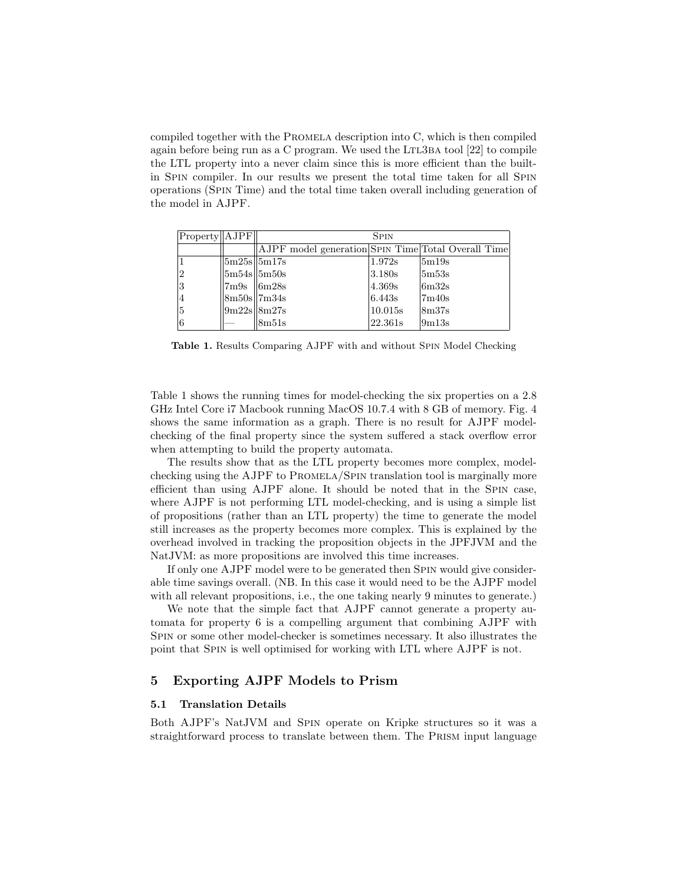compiled together with the PROMELA description into C, which is then compiled again before being run as a C program. We used the LTL3BA tool [22] to compile the LTL property into a never claim since this is more efficient than the built-in SPIN compiler. In our results we present the total time taken for all SPIN operations (SPIN Time) and the total time taken overall including generation of the model in AJPF.

| Property | AJPF | SPIN | | |
|---|---|---|---|---|
| | | AJPF model generation | SPIN Time | Total Overall Time |
| 1 | 5m25s | 5m17s | 1.972s | 5m19s |
| 2 | 5m54s | 5m50s | 3.180s | 5m53s |
| 3 | 7m9s | 6m28s | 4.369s | 6m32s |
| 4 | 8m50s | 7m34s | 6.443s | 7m40s |
| 5 | 9m22s | 8m27s | 10.015s | 8m37s |
| 6 | — | 8m51s | 22.361s | 9m13s |

**Table 1.** Results Comparing AJPF with and without SPIN Model Checking

Table 1 shows the running times for model-checking the six properties on a 2.8 GHz Intel Core i7 Macbook running MacOS 10.7.4 with 8 GB of memory. Fig. 4 shows the same information as a graph. There is no result for AJPF model-checking of the final property since the system suffered a stack overflow error when attempting to build the property automata.

The results show that as the LTL property becomes more complex, model-checking using the AJPF to PROMELA/SPIN translation tool is marginally more efficient than using AJPF alone. It should be noted that in the SPIN case, where AJPF is not performing LTL model-checking, and is using a simple list of propositions (rather than an LTL property) the time to generate the model still increases as the property becomes more complex. This is explained by the overhead involved in tracking the proposition objects in the JPFJVM and the NatJVM: as more propositions are involved this time increases.

If only one AJPF model were to be generated then SPIN would give considerable time savings overall. (NB. In this case it would need to be the AJPF model with all relevant propositions, i.e., the one taking nearly 9 minutes to generate.)

We note that the simple fact that AJPF cannot generate a property automata for property 6 is a compelling argument that combining AJPF with SPIN or some other model-checker is sometimes necessary. It also illustrates the point that SPIN is well optimised for working with LTL where AJPF is not.

## 5 Exporting AJPF Models to Prism

### 5.1 Translation Details

Both AJPF's NatJVM and SPIN operate on Kripke structures so it was a straightforward process to translate between them. The PRISM input language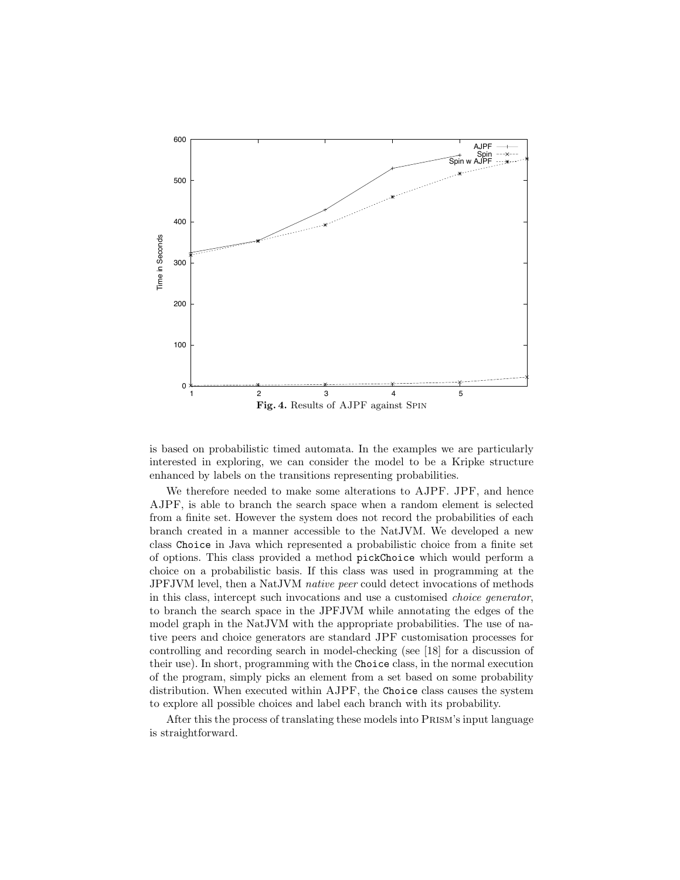**Fig. 4.** Results of AJPF against SPIN

is based on probabilistic timed automata. In the examples we are particularly interested in exploring, we can consider the model to be a Kripke structure enhanced by labels on the transitions representing probabilities.

We therefore needed to make some alterations to AJPF. JPF, and hence AJPF, is able to branch the search space when a random element is selected from a finite set. However the system does not record the probabilities of each branch created in a manner accessible to the NatJVM. We developed a new class `Choice` in Java which represented a probabilistic choice from a finite set of options. This class provided a method `pickChoice` which would perform a choice on a probabilistic basis. If this class was used in programming at the JPFJVM level, then a NatJVM *native peer* could detect invocations of methods in this class, intercept such invocations and use a customised *choice generator*, to branch the search space in the JPFJVM while annotating the edges of the model graph in the NatJVM with the appropriate probabilities. The use of native peers and choice generators are standard JPF customisation processes for controlling and recording search in model-checking (see [18] for a discussion of their use). In short, programming with the `Choice` class, in the normal execution of the program, simply picks an element from a set based on some probability distribution. When executed within AJPF, the `Choice` class causes the system to explore all possible choices and label each branch with its probability.

After this the process of translating these models into PRISM's input language is straightforward.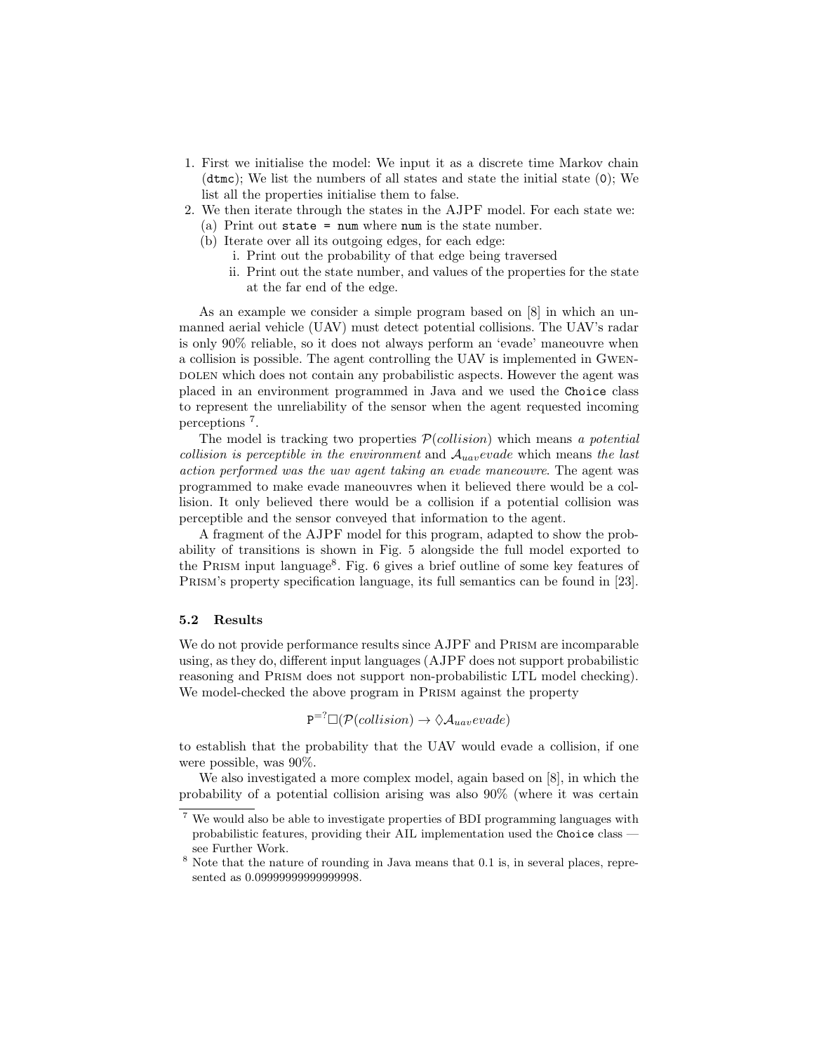1. First we initialise the model: We input it as a discrete time Markov chain (`dtmc`); We list the numbers of all states and state the initial state (`0`); We list all the properties initialise them to false.
2. We then iterate through the states in the AJPF model. For each state we:
   (a) Print out `state = num` where `num` is the state number.
   (b) Iterate over all its outgoing edges, for each edge:
      i. Print out the probability of that edge being traversed
      ii. Print out the state number, and values of the properties for the state at the far end of the edge.

As an example we consider a simple program based on [8] in which an unmanned aerial vehicle (UAV) must detect potential collisions. The UAV's radar is only 90% reliable, so it does not always perform an 'evade' maneouvre when a collision is possible. The agent controlling the UAV is implemented in Gwendolen which does not contain any probabilistic aspects. However the agent was placed in an environment programmed in Java and we used the `Choice` class to represent the unreliability of the sensor when the agent requested incoming perceptions [7].

The model is tracking two properties $\mathcal{P}(collision)$ which means *a potential collision is perceptible in the environment* and $\mathcal{A}_{uav}evade$ which means *the last action performed was the uav agent taking an evade maneouvre*. The agent was programmed to make evade maneouvres when it believed there would be a collision. It only believed there would be a collision if a potential collision was perceptible and the sensor conveyed that information to the agent.

A fragment of the AJPF model for this program, adapted to show the probability of transitions is shown in Fig. 5 alongside the full model exported to the Prism input language[8]. Fig. 6 gives a brief outline of some key features of Prism's property specification language, its full semantics can be found in [23].

### 5.2 Results

We do not provide performance results since AJPF and Prism are incomparable using, as they do, different input languages (AJPF does not support probabilistic reasoning and Prism does not support non-probabilistic LTL model checking). We model-checked the above program in Prism against the property

$$\mathtt{P}^{=?}\Box(\mathcal{P}(collision) \rightarrow \Diamond\mathcal{A}_{uav}evade)$$

to establish that the probability that the UAV would evade a collision, if one were possible, was 90%.

We also investigated a more complex model, again based on [8], in which the probability of a potential collision arising was also 90% (where it was certain

[7] We would also be able to investigate properties of BDI programming languages with probabilistic features, providing their AIL implementation used the `Choice` class — see Further Work.

[8] Note that the nature of rounding in Java means that 0.1 is, in several places, represented as 0.09999999999999998.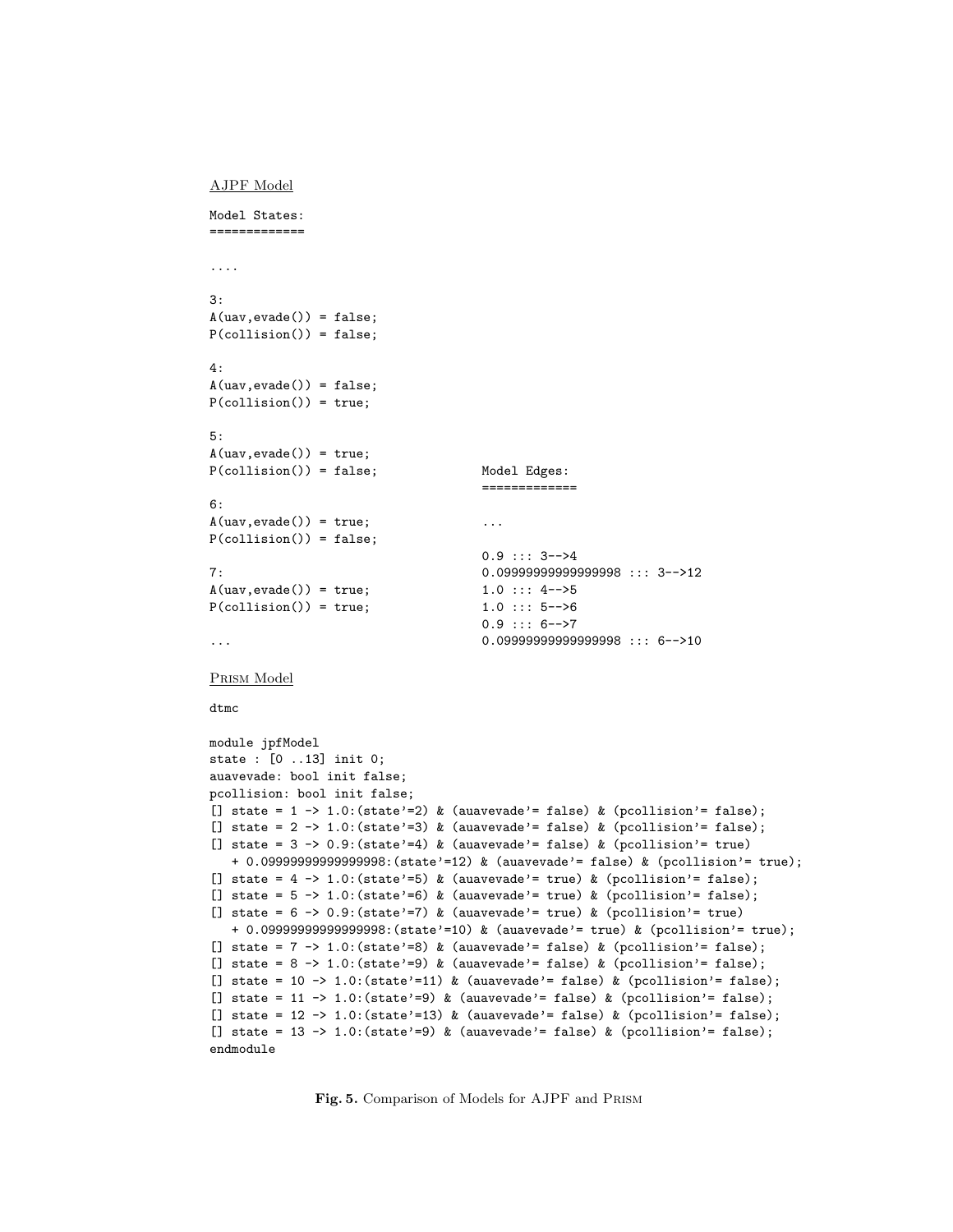AJPF Model

```
Model States:
=============

....

3:
A(uav,evade()) = false;
P(collision()) = false;

4:
A(uav,evade()) = false;
P(collision()) = true;

5:
A(uav,evade()) = true;
P(collision()) = false;

6:
A(uav,evade()) = true;
P(collision()) = false;

7:
A(uav,evade()) = true;
P(collision()) = true;

...
```

```
Model Edges:
=============

...

0.9 ::: 3-->4
0.09999999999999998 ::: 3-->12
1.0 ::: 4-->5
1.0 ::: 5-->6
0.9 ::: 6-->7
0.09999999999999998 ::: 6-->10
```

Prism Model

```
dtmc

module jpfModel
state : [0 ..13] init 0;
auavevade: bool init false;
pcollision: bool init false;
[] state = 1 -> 1.0:(state'=2) & (auavevade'= false) & (pcollision'= false);
[] state = 2 -> 1.0:(state'=3) & (auavevade'= false) & (pcollision'= false);
[] state = 3 -> 0.9:(state'=4) & (auavevade'= false) & (pcollision'= true)
   + 0.09999999999999998:(state'=12) & (auavevade'= false) & (pcollision'= true);
[] state = 4 -> 1.0:(state'=5) & (auavevade'= true) & (pcollision'= false);
[] state = 5 -> 1.0:(state'=6) & (auavevade'= true) & (pcollision'= false);
[] state = 6 -> 0.9:(state'=7) & (auavevade'= true) & (pcollision'= true)
   + 0.09999999999999998:(state'=10) & (auavevade'= true) & (pcollision'= true);
[] state = 7 -> 1.0:(state'=8) & (auavevade'= false) & (pcollision'= false);
[] state = 8 -> 1.0:(state'=9) & (auavevade'= false) & (pcollision'= false);
[] state = 10 -> 1.0:(state'=11) & (auavevade'= false) & (pcollision'= false);
[] state = 11 -> 1.0:(state'=9) & (auavevade'= false) & (pcollision'= false);
[] state = 12 -> 1.0:(state'=13) & (auavevade'= false) & (pcollision'= false);
[] state = 13 -> 1.0:(state'=9) & (auavevade'= false) & (pcollision'= false);
endmodule
```

**Fig. 5.** Comparison of Models for AJPF and Prism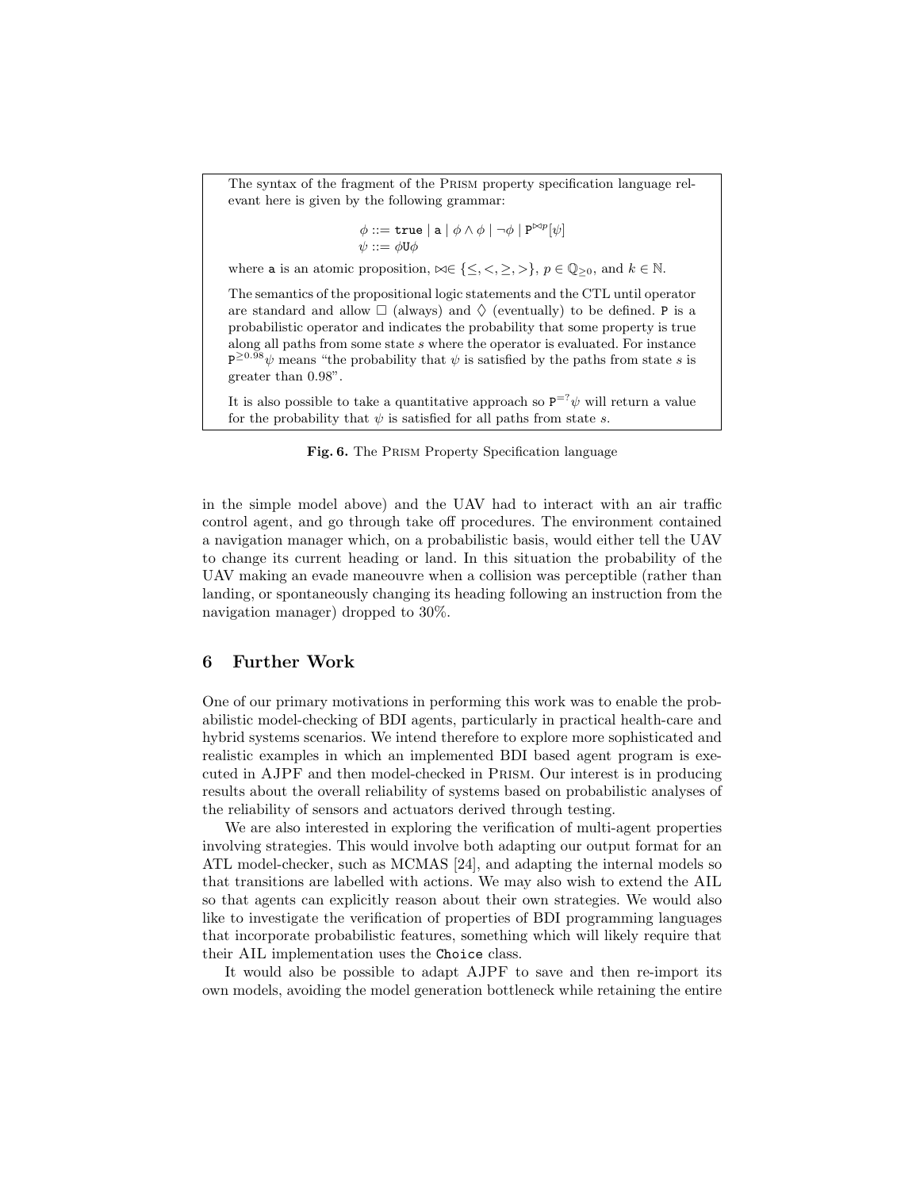The syntax of the fragment of the Prism property specification language relevant here is given by the following grammar:

$$\phi ::= \texttt{true} \mid \texttt{a} \mid \phi \wedge \phi \mid \neg \phi \mid \texttt{P}^{\bowtie p}[\psi]$$
$$\psi ::= \phi \texttt{U} \phi$$

where $\texttt{a}$ is an atomic proposition, $\bowtie \in \{\leq, <, \geq, >\}$, $p \in \mathbb{Q}_{\geq 0}$, and $k \in \mathbb{N}$.

The semantics of the propositional logic statements and the CTL until operator are standard and allow $\Box$ (always) and $\Diamond$ (eventually) to be defined. $\texttt{P}$ is a probabilistic operator and indicates the probability that some property is true along all paths from some state $s$ where the operator is evaluated. For instance $\texttt{P}^{\geq 0.98}\psi$ means "the probability that $\psi$ is satisfied by the paths from state $s$ is greater than 0.98".

It is also possible to take a quantitative approach so $\texttt{P}^{=?}\psi$ will return a value for the probability that $\psi$ is satisfied for all paths from state $s$.

**Fig. 6.** The Prism Property Specification language

in the simple model above) and the UAV had to interact with an air traffic control agent, and go through take off procedures. The environment contained a navigation manager which, on a probabilistic basis, would either tell the UAV to change its current heading or land. In this situation the probability of the UAV making an evade maneouvre when a collision was perceptible (rather than landing, or spontaneously changing its heading following an instruction from the navigation manager) dropped to 30%.

## 6 Further Work

One of our primary motivations in performing this work was to enable the probabilistic model-checking of BDI agents, particularly in practical health-care and hybrid systems scenarios. We intend therefore to explore more sophisticated and realistic examples in which an implemented BDI based agent program is executed in AJPF and then model-checked in Prism. Our interest is in producing results about the overall reliability of systems based on probabilistic analyses of the reliability of sensors and actuators derived through testing.

We are also interested in exploring the verification of multi-agent properties involving strategies. This would involve both adapting our output format for an ATL model-checker, such as MCMAS [24], and adapting the internal models so that transitions are labelled with actions. We may also wish to extend the AIL so that agents can explicitly reason about their own strategies. We would also like to investigate the verification of properties of BDI programming languages that incorporate probabilistic features, something which will likely require that their AIL implementation uses the `Choice` class.

It would also be possible to adapt AJPF to save and then re-import its own models, avoiding the model generation bottleneck while retaining the entire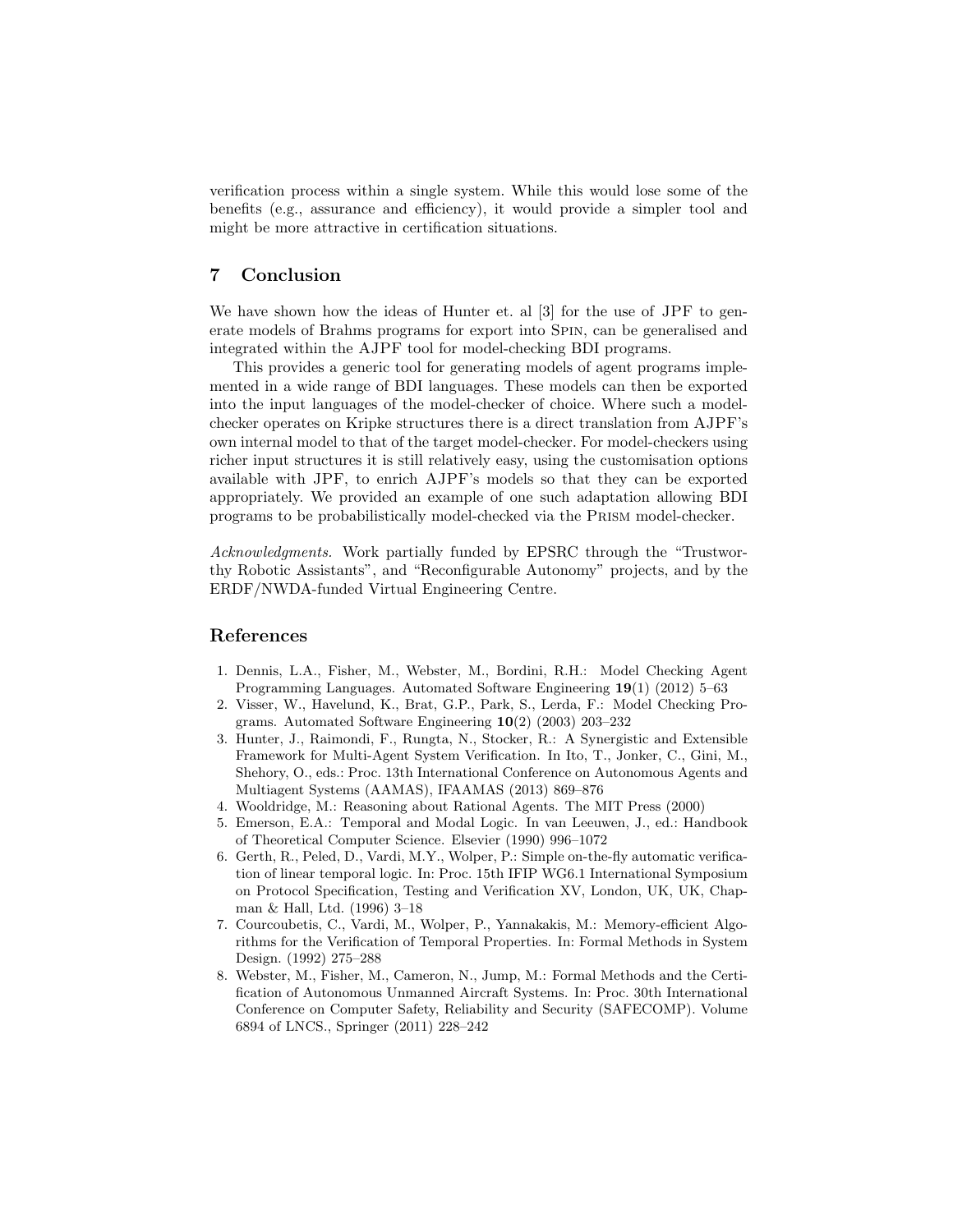verification process within a single system. While this would lose some of the benefits (e.g., assurance and efficiency), it would provide a simpler tool and might be more attractive in certification situations.

## 7 Conclusion

We have shown how the ideas of Hunter et. al [3] for the use of JPF to generate models of Brahms programs for export into Spin, can be generalised and integrated within the AJPF tool for model-checking BDI programs.

This provides a generic tool for generating models of agent programs implemented in a wide range of BDI languages. These models can then be exported into the input languages of the model-checker of choice. Where such a model-checker operates on Kripke structures there is a direct translation from AJPF's own internal model to that of the target model-checker. For model-checkers using richer input structures it is still relatively easy, using the customisation options available with JPF, to enrich AJPF's models so that they can be exported appropriately. We provided an example of one such adaptation allowing BDI programs to be probabilistically model-checked via the Prism model-checker.

*Acknowledgments.* Work partially funded by EPSRC through the "Trustworthy Robotic Assistants", and "Reconfigurable Autonomy" projects, and by the ERDF/NWDA-funded Virtual Engineering Centre.

## References

1. Dennis, L.A., Fisher, M., Webster, M., Bordini, R.H.: Model Checking Agent Programming Languages. Automated Software Engineering **19**(1) (2012) 5–63
2. Visser, W., Havelund, K., Brat, G.P., Park, S., Lerda, F.: Model Checking Programs. Automated Software Engineering **10**(2) (2003) 203–232
3. Hunter, J., Raimondi, F., Rungta, N., Stocker, R.: A Synergistic and Extensible Framework for Multi-Agent System Verification. In Ito, T., Jonker, C., Gini, M., Shehory, O., eds.: Proc. 13th International Conference on Autonomous Agents and Multiagent Systems (AAMAS), IFAAMAS (2013) 869–876
4. Wooldridge, M.: Reasoning about Rational Agents. The MIT Press (2000)
5. Emerson, E.A.: Temporal and Modal Logic. In van Leeuwen, J., ed.: Handbook of Theoretical Computer Science. Elsevier (1990) 996–1072
6. Gerth, R., Peled, D., Vardi, M.Y., Wolper, P.: Simple on-the-fly automatic verification of linear temporal logic. In: Proc. 15th IFIP WG6.1 International Symposium on Protocol Specification, Testing and Verification XV, London, UK, UK, Chapman & Hall, Ltd. (1996) 3–18
7. Courcoubetis, C., Vardi, M., Wolper, P., Yannakakis, M.: Memory-efficient Algorithms for the Verification of Temporal Properties. In: Formal Methods in System Design. (1992) 275–288
8. Webster, M., Fisher, M., Cameron, N., Jump, M.: Formal Methods and the Certification of Autonomous Unmanned Aircraft Systems. In: Proc. 30th International Conference on Computer Safety, Reliability and Security (SAFECOMP). Volume 6894 of LNCS., Springer (2011) 228–242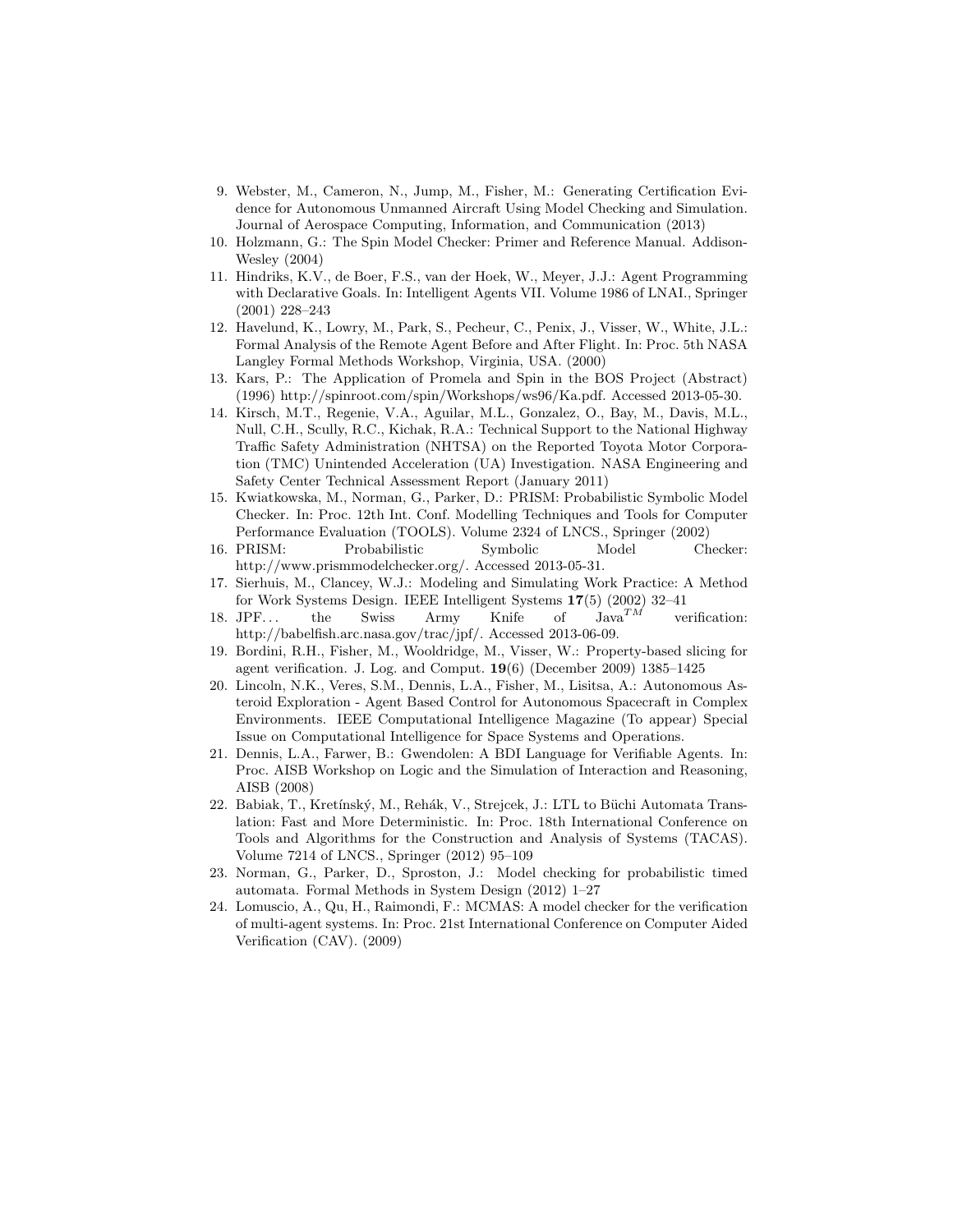9. Webster, M., Cameron, N., Jump, M., Fisher, M.: Generating Certification Evidence for Autonomous Unmanned Aircraft Using Model Checking and Simulation. Journal of Aerospace Computing, Information, and Communication (2013)
10. Holzmann, G.: The Spin Model Checker: Primer and Reference Manual. Addison-Wesley (2004)
11. Hindriks, K.V., de Boer, F.S., van der Hoek, W., Meyer, J.J.: Agent Programming with Declarative Goals. In: Intelligent Agents VII. Volume 1986 of LNAI., Springer (2001) 228–243
12. Havelund, K., Lowry, M., Park, S., Pecheur, C., Penix, J., Visser, W., White, J.L.: Formal Analysis of the Remote Agent Before and After Flight. In: Proc. 5th NASA Langley Formal Methods Workshop, Virginia, USA. (2000)
13. Kars, P.: The Application of Promela and Spin in the BOS Project (Abstract) (1996) http://spinroot.com/spin/Workshops/ws96/Ka.pdf. Accessed 2013-05-30.
14. Kirsch, M.T., Regenie, V.A., Aguilar, M.L., Gonzalez, O., Bay, M., Davis, M.L., Null, C.H., Scully, R.C., Kichak, R.A.: Technical Support to the National Highway Traffic Safety Administration (NHTSA) on the Reported Toyota Motor Corporation (TMC) Unintended Acceleration (UA) Investigation. NASA Engineering and Safety Center Technical Assessment Report (January 2011)
15. Kwiatkowska, M., Norman, G., Parker, D.: PRISM: Probabilistic Symbolic Model Checker. In: Proc. 12th Int. Conf. Modelling Techniques and Tools for Computer Performance Evaluation (TOOLS). Volume 2324 of LNCS., Springer (2002)
16. PRISM: Probabilistic Symbolic Model Checker: http://www.prismmodelchecker.org/. Accessed 2013-05-31.
17. Sierhuis, M., Clancey, W.J.: Modeling and Simulating Work Practice: A Method for Work Systems Design. IEEE Intelligent Systems **17**(5) (2002) 32–41
18. JPF... the Swiss Army Knife of Java$^{TM}$ verification: http://babelfish.arc.nasa.gov/trac/jpf/. Accessed 2013-06-09.
19. Bordini, R.H., Fisher, M., Wooldridge, M., Visser, W.: Property-based slicing for agent verification. J. Log. and Comput. **19**(6) (December 2009) 1385–1425
20. Lincoln, N.K., Veres, S.M., Dennis, L.A., Fisher, M., Lisitsa, A.: Autonomous Asteroid Exploration - Agent Based Control for Autonomous Spacecraft in Complex Environments. IEEE Computational Intelligence Magazine (To appear) Special Issue on Computational Intelligence for Space Systems and Operations.
21. Dennis, L.A., Farwer, B.: Gwendolen: A BDI Language for Verifiable Agents. In: Proc. AISB Workshop on Logic and the Simulation of Interaction and Reasoning, AISB (2008)
22. Babiak, T., Kretínský, M., Rehák, V., Strejcek, J.: LTL to Büchi Automata Translation: Fast and More Deterministic. In: Proc. 18th International Conference on Tools and Algorithms for the Construction and Analysis of Systems (TACAS). Volume 7214 of LNCS., Springer (2012) 95–109
23. Norman, G., Parker, D., Sproston, J.: Model checking for probabilistic timed automata. Formal Methods in System Design (2012) 1–27
24. Lomuscio, A., Qu, H., Raimondi, F.: MCMAS: A model checker for the verification of multi-agent systems. In: Proc. 21st International Conference on Computer Aided Verification (CAV). (2009)